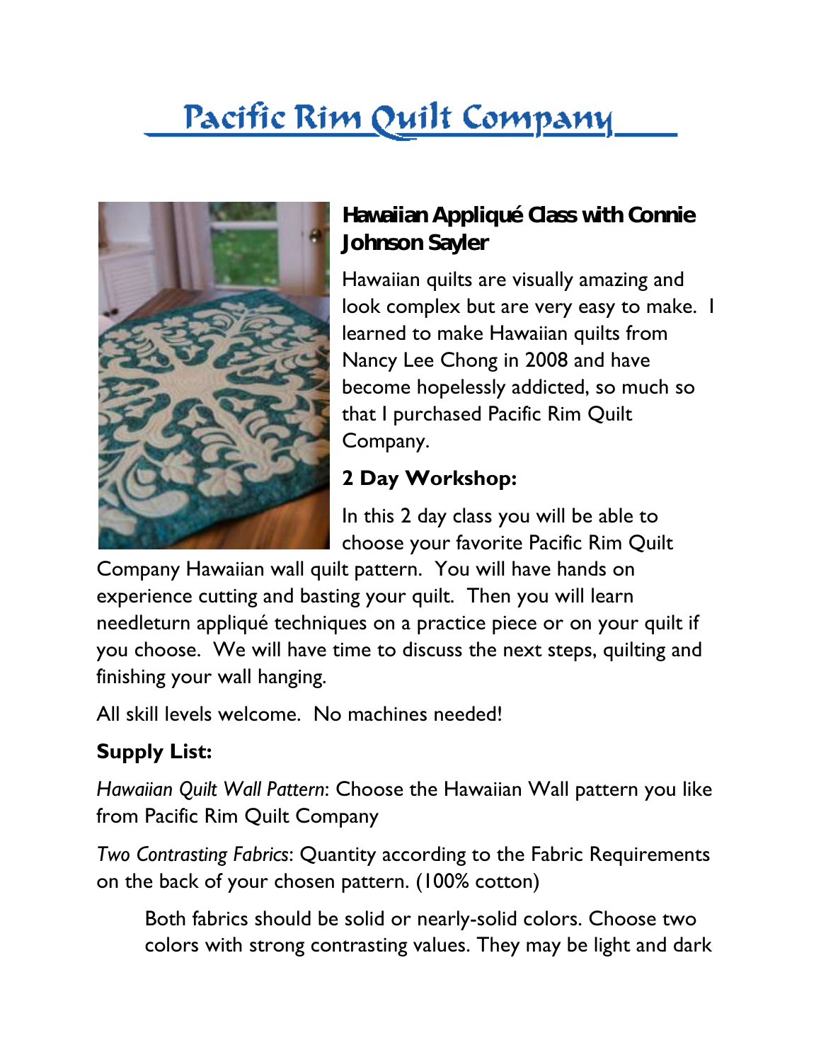# Pacific Rim Quilt Company

## Hawaiian Appliqué Class with Connie Johnson Sayler

Hawaiian quilts are visually amazing and look complex but are very easy to make. I learned to make Hawaiian quilts from Nancy Lee Chong in 2008 and have become hopelessly addicted, so much so that I purchased Pacific Rim Quilt Company.

### 2 Day Workshop:

In this 2 day class you will be able to choose your favorite Pacific Rim Quilt Company Hawaiian wall quilt pattern. You will have hands on experience cutting and basting your quilt. Then you will learn needleturn appliqué techniques on a practice piece or on your quilt if you choose. We will have time to discuss the next steps, quilting and finishing your wall hanging.

All skill levels welcome. No machines needed!

### Supply List:

*Hawaiian Quilt Wall Pattern*: Choose the Hawaiian Wall pattern you like from Pacific Rim Quilt Company

*Two Contrasting Fabrics*: Quantity according to the Fabric Requirements on the back of your chosen pattern. (100% cotton)

> Both fabrics should be solid or nearly-solid colors. Choose two colors with strong contrasting values. They may be light and dark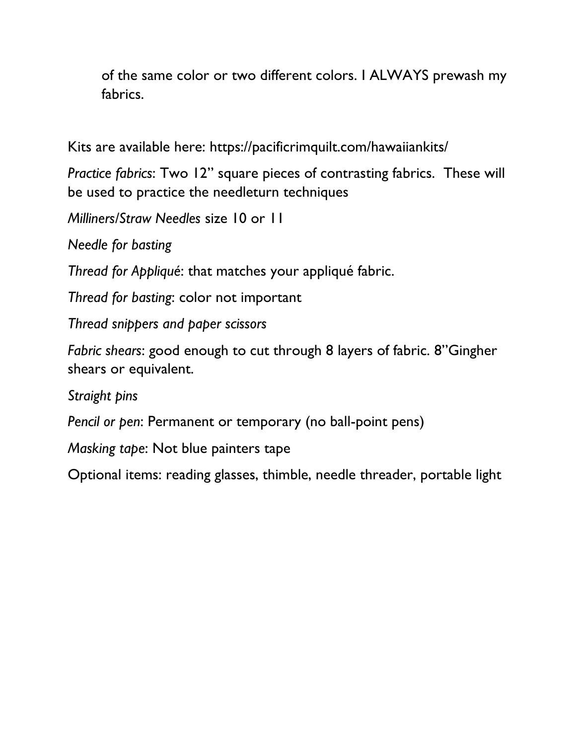of the same color or two different colors. I ALWAYS prewash my fabrics.

Kits are available here: https://pacificrimquilt.com/hawaiiankits/

*Practice fabrics*: Two 12" square pieces of contrasting fabrics. These will be used to practice the needleturn techniques

*Milliners/Straw Needles* size 10 or 11

*Needle for basting*

*Thread for Appliqué*: that matches your appliqué fabric.

*Thread for basting*: color not important

*Thread snippers and paper scissors*

*Fabric shears*: good enough to cut through 8 layers of fabric. 8"Gingher shears or equivalent.

*Straight pins*

*Pencil or pen*: Permanent or temporary (no ball-point pens)

*Masking tape*: Not blue painters tape

Optional items: reading glasses, thimble, needle threader, portable light